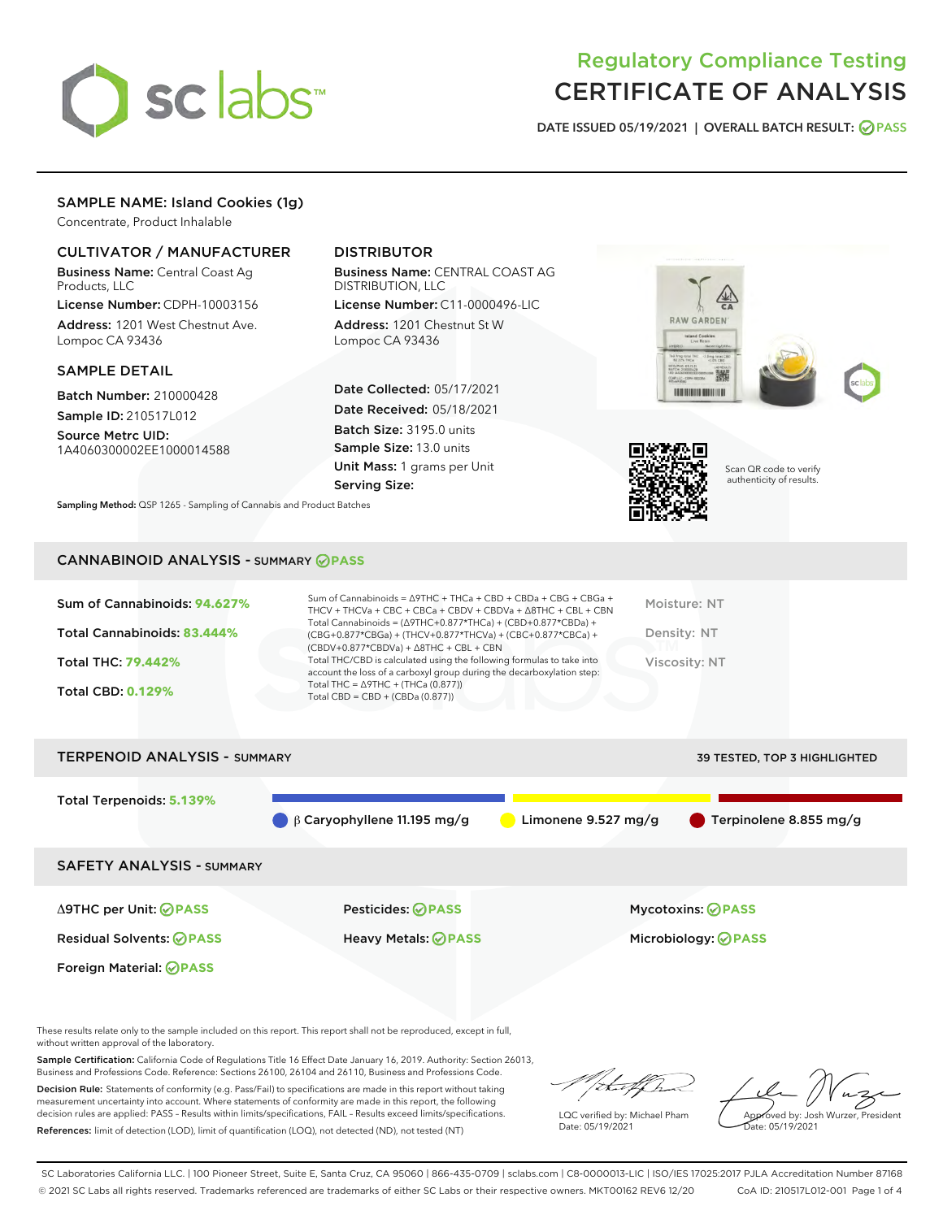# Regulatory Compliance Testing
# CERTIFICATE OF ANALYSIS

DATE ISSUED 05/19/2021 | OVERALL BATCH RESULT: PASS

## SAMPLE NAME: Island Cookies (1g)

Concentrate, Product Inhalable

### CULTIVATOR / MANUFACTURER

**Business Name:** Central Coast Ag Products, LLC

**License Number:** CDPH-10003156

**Address:** 1201 West Chestnut Ave. Lompoc CA 93436

### DISTRIBUTOR

**Business Name:** CENTRAL COAST AG DISTRIBUTION, LLC

**License Number:** C11-0000496-LIC

**Address:** 1201 Chestnut St W Lompoc CA 93436

### SAMPLE DETAIL

**Batch Number:** 210000428

**Sample ID:** 210517L012

**Source Metrc UID:** 1A4060300002EE1000014588

**Date Collected:** 05/17/2021

**Date Received:** 05/18/2021

**Batch Size:** 3195.0 units

**Sample Size:** 13.0 units

**Unit Mass:** 1 grams per Unit

**Serving Size:**

**Sampling Method:** QSP 1265 - Sampling of Cannabis and Product Batches

Scan QR code to verify authenticity of results.

## CANNABINOID ANALYSIS - SUMMARY PASS

Sum of Cannabinoids: **94.627%**

Total Cannabinoids: **83.444%**

Total THC: **79.442%**

Total CBD: **0.129%**

Sum of Cannabinoids = Δ9THC + THCa + CBD + CBDa + CBG + CBGa + THCV + THCVa + CBC + CBCa + CBDV + CBDVa + Δ8THC + CBL + CBN

Total Cannabinoids = (Δ9THC+0.877*THCa) + (CBD+0.877*CBDa) + (CBG+0.877*CBGa) + (THCV+0.877*THCVa) + (CBC+0.877*CBCa) + (CBDV+0.877*CBDVa) + Δ8THC + CBL + CBN

Total THC/CBD is calculated using the following formulas to take into account the loss of a carboxyl group during the decarboxylation step:

Total THC = Δ9THC + (THCa (0.877))

Total CBD = CBD + (CBDa (0.877))

Moisture: NT

Density: NT

Viscosity: NT

## TERPENOID ANALYSIS - SUMMARY

39 TESTED, TOP 3 HIGHLIGHTED

Total Terpenoids: **5.139%**

β Caryophyllene 11.195 mg/g | Limonene 9.527 mg/g | Terpinolene 8.855 mg/g

## SAFETY ANALYSIS - SUMMARY

| | | |
|---|---|---|
| Δ9THC per Unit: PASS | Pesticides: PASS | Mycotoxins: PASS |
| Residual Solvents: PASS | Heavy Metals: PASS | Microbiology: PASS |
| Foreign Material: PASS | | |

These results relate only to the sample included on this report. This report shall not be reproduced, except in full, without written approval of the laboratory.

**Sample Certification:** California Code of Regulations Title 16 Effect Date January 16, 2019. Authority: Section 26013, Business and Professions Code. Reference: Sections 26100, 26104 and 26110, Business and Professions Code.

**Decision Rule:** Statements of conformity (e.g. Pass/Fail) to specifications are made in this report without taking measurement uncertainty into account. Where statements of conformity are made in this report, the following decision rules are applied: PASS – Results within limits/specifications, FAIL – Results exceed limits/specifications.

**References:** limit of detection (LOD), limit of quantification (LOQ), not detected (ND), not tested (NT)

LQC verified by: Michael Pham
Date: 05/19/2021

Approved by: Josh Wurzer, President
Date: 05/19/2021

SC Laboratories California LLC. | 100 Pioneer Street, Suite E, Santa Cruz, CA 95060 | 866-435-0709 | sclabs.com | C8-0000013-LIC | ISO/IES 17025:2017 PJLA Accreditation Number 87168

© 2021 SC Labs all rights reserved. Trademarks referenced are trademarks of either SC Labs or their respective owners. MKT00162 REV6 12/20 CoA ID: 210517L012-001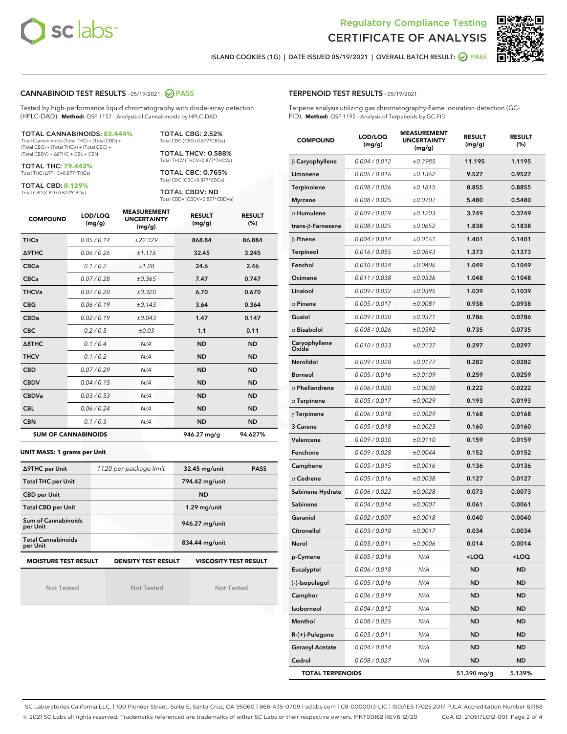# Regulatory Compliance Testing
# CERTIFICATE OF ANALYSIS

ISLAND COOKIES (1G) | DATE ISSUED 05/19/2021 | OVERALL BATCH RESULT: PASS

## CANNABINOID TEST RESULTS - 05/19/2021 PASS

Tested by high-performance liquid chromatography with diode-array detection (HPLC-DAD). **Method:** QSP 1157 - Analysis of Cannabinoids by HPLC-DAD

**TOTAL CANNABINOIDS: 83.444%**
Total Cannabinoids (Total THC) + (Total CBD) + (Total CBG) + (Total THCV) + (Total CBC) + (Total CBDV) + Δ8THC + CBL + CBN

**TOTAL THC: 79.442%**
Total THC (Δ9THC+0.877*THCa)

**TOTAL CBD: 0.129%**
Total CBD (CBD+0.877*CBDa)

**TOTAL CBG: 2.52%**
Total CBG (CBG+0.877*CBGa)

**TOTAL THCV: 0.588%**
Total THCV (THCV+0.877*THCVa)

**TOTAL CBC: 0.765%**
Total CBC (CBC+0.877*CBCa)

**TOTAL CBDV: ND**
Total CBDV (CBDV+0.877*CBDVa)

| COMPOUND | LOD/LOQ (mg/g) | MEASUREMENT UNCERTAINTY (mg/g) | RESULT (mg/g) | RESULT (%) |
|---|---|---|---|---|
| THCa | 0.05 / 0.14 | ±22.329 | 868.84 | 86.884 |
| Δ9THC | 0.06 / 0.26 | ±1.116 | 32.45 | 3.245 |
| CBGa | 0.1 / 0.2 | ±1.28 | 24.6 | 2.46 |
| CBCa | 0.07 / 0.28 | ±0.365 | 7.47 | 0.747 |
| THCVa | 0.07 / 0.20 | ±0.320 | 6.70 | 0.670 |
| CBG | 0.06 / 0.19 | ±0.143 | 3.64 | 0.364 |
| CBDa | 0.02 / 0.19 | ±0.043 | 1.47 | 0.147 |
| CBC | 0.2 / 0.5 | ±0.03 | 1.1 | 0.11 |
| Δ8THC | 0.1 / 0.4 | N/A | ND | ND |
| THCV | 0.1 / 0.2 | N/A | ND | ND |
| CBD | 0.07 / 0.29 | N/A | ND | ND |
| CBDV | 0.04 / 0.15 | N/A | ND | ND |
| CBDVa | 0.03 / 0.53 | N/A | ND | ND |
| CBL | 0.06 / 0.24 | N/A | ND | ND |
| CBN | 0.1 / 0.3 | N/A | ND | ND |
| **SUM OF CANNABINOIDS** | | | 946.27 mg/g | 94.627% |

**UNIT MASS: 1 grams per Unit**

| | | | |
|---|---|---|---|
| Δ9THC per Unit | 1120 per-package limit | 32.45 mg/unit | PASS |
| Total THC per Unit | | 794.42 mg/unit | |
| CBD per Unit | | ND | |
| Total CBD per Unit | | 1.29 mg/unit | |
| Sum of Cannabinoids per Unit | | 946.27 mg/unit | |
| Total Cannabinoids per Unit | | 834.44 mg/unit | |

| MOISTURE TEST RESULT | DENSITY TEST RESULT | VISCOSITY TEST RESULT |
|---|---|---|
| Not Tested | Not Tested | Not Tested |

## TERPENOID TEST RESULTS - 05/19/2021

Terpene analysis utilizing gas chromatography-flame ionization detection (GC-FID). **Method:** QSP 1192 - Analysis of Terpenoids by GC-FID

| COMPOUND | LOD/LOQ (mg/g) | MEASUREMENT UNCERTAINTY (mg/g) | RESULT (mg/g) | RESULT (%) |
|---|---|---|---|---|
| β Caryophyllene | 0.004 / 0.012 | ±0.3985 | 11.195 | 1.1195 |
| Limonene | 0.005 / 0.016 | ±0.1362 | 9.527 | 0.9527 |
| Terpinolene | 0.008 / 0.026 | ±0.1815 | 8.855 | 0.8855 |
| Myrcene | 0.008 / 0.025 | ±0.0707 | 5.480 | 0.5480 |
| α Humulene | 0.009 / 0.029 | ±0.1203 | 3.749 | 0.3749 |
| trans-β-Farnesene | 0.008 / 0.025 | ±0.0652 | 1.838 | 0.1838 |
| β Pinene | 0.004 / 0.014 | ±0.0161 | 1.401 | 0.1401 |
| Terpineol | 0.016 / 0.055 | ±0.0843 | 1.373 | 0.1373 |
| Fenchol | 0.010 / 0.034 | ±0.0406 | 1.049 | 0.1049 |
| Ocimene | 0.011 / 0.038 | ±0.0336 | 1.048 | 0.1048 |
| Linalool | 0.009 / 0.032 | ±0.0395 | 1.039 | 0.1039 |
| α Pinene | 0.005 / 0.017 | ±0.0081 | 0.938 | 0.0938 |
| Guaiol | 0.009 / 0.030 | ±0.0371 | 0.786 | 0.0786 |
| α Bisabolol | 0.008 / 0.026 | ±0.0392 | 0.735 | 0.0735 |
| Caryophyllene Oxide | 0.010 / 0.033 | ±0.0137 | 0.297 | 0.0297 |
| Nerolidol | 0.009 / 0.028 | ±0.0177 | 0.282 | 0.0282 |
| Borneol | 0.005 / 0.016 | ±0.0109 | 0.259 | 0.0259 |
| α Phellandrene | 0.006 / 0.020 | ±0.0030 | 0.222 | 0.0222 |
| α Terpinene | 0.005 / 0.017 | ±0.0029 | 0.193 | 0.0193 |
| γ Terpinene | 0.006 / 0.018 | ±0.0029 | 0.168 | 0.0168 |
| 3 Carene | 0.005 / 0.018 | ±0.0023 | 0.160 | 0.0160 |
| Valencene | 0.009 / 0.030 | ±0.0110 | 0.159 | 0.0159 |
| Fenchone | 0.009 / 0.028 | ±0.0044 | 0.152 | 0.0152 |
| Camphene | 0.005 / 0.015 | ±0.0016 | 0.136 | 0.0136 |
| α Cedrene | 0.005 / 0.016 | ±0.0038 | 0.127 | 0.0127 |
| Sabinene Hydrate | 0.006 / 0.022 | ±0.0028 | 0.073 | 0.0073 |
| Sabinene | 0.004 / 0.014 | ±0.0007 | 0.061 | 0.0061 |
| Geraniol | 0.002 / 0.007 | ±0.0018 | 0.040 | 0.0040 |
| Citronellol | 0.003 / 0.010 | ±0.0017 | 0.034 | 0.0034 |
| Nerol | 0.003 / 0.011 | ±0.0006 | 0.014 | 0.0014 |
| p-Cymene | 0.005 / 0.016 | N/A | <LOQ | <LOQ |
| Eucalyptol | 0.006 / 0.018 | N/A | ND | ND |
| (-)-Isopulegol | 0.005 / 0.016 | N/A | ND | ND |
| Camphor | 0.006 / 0.019 | N/A | ND | ND |
| Isoborneol | 0.004 / 0.012 | N/A | ND | ND |
| Menthol | 0.008 / 0.025 | N/A | ND | ND |
| R-(+)-Pulegone | 0.003 / 0.011 | N/A | ND | ND |
| Geranyl Acetate | 0.004 / 0.014 | N/A | ND | ND |
| Cedrol | 0.008 / 0.027 | N/A | ND | ND |
| **TOTAL TERPENOIDS** | | | 51.390 mg/g | 5.139% |

SC Laboratories California LLC. | 100 Pioneer Street, Suite E, Santa Cruz, CA 95060 | 866-435-0709 | sclabs.com | C8-0000013-LIC | ISO/IES 17025:2017 PJLA Accreditation Number 87168
© 2021 SC Labs all rights reserved. Trademarks referenced are trademarks of either SC Labs or their respective owners. MKT00162 REV6 12/20 CoA ID: 210517L012-001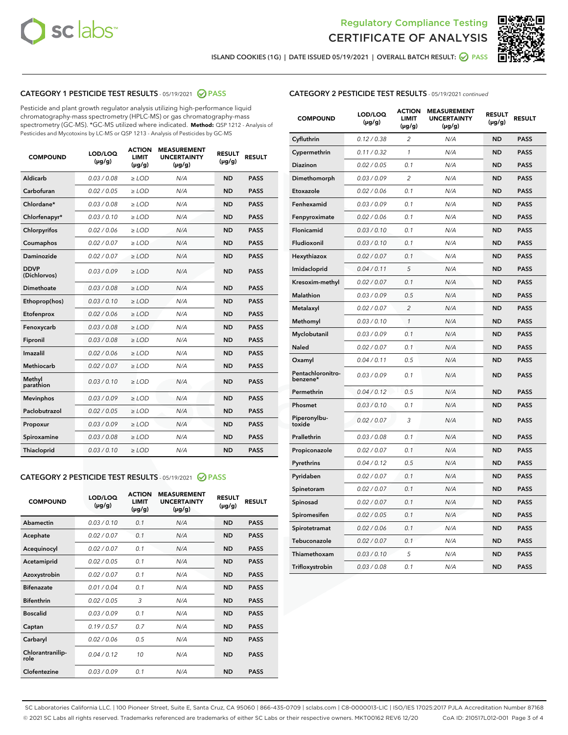# Regulatory Compliance Testing
# CERTIFICATE OF ANALYSIS

ISLAND COOKIES (1G) | DATE ISSUED 05/19/2021 | OVERALL BATCH RESULT: PASS

## CATEGORY 1 PESTICIDE TEST RESULTS - 05/19/2021 PASS

Pesticide and plant growth regulator analysis utilizing high-performance liquid chromatography-mass spectrometry (HPLC-MS) or gas chromatography-mass spectrometry (GC-MS). *GC-MS utilized where indicated. **Method:** QSP 1212 - Analysis of Pesticides and Mycotoxins by LC-MS or QSP 1213 - Analysis of Pesticides by GC-MS

| COMPOUND | LOD/LOQ (µg/g) | ACTION LIMIT (µg/g) | MEASUREMENT UNCERTAINTY (µg/g) | RESULT (µg/g) | RESULT |
|---|---|---|---|---|---|
| Aldicarb | 0.03 / 0.08 | ≥ LOD | N/A | ND | PASS |
| Carbofuran | 0.02 / 0.05 | ≥ LOD | N/A | ND | PASS |
| Chlordane* | 0.03 / 0.08 | ≥ LOD | N/A | ND | PASS |
| Chlorfenapyr* | 0.03 / 0.10 | ≥ LOD | N/A | ND | PASS |
| Chlorpyrifos | 0.02 / 0.06 | ≥ LOD | N/A | ND | PASS |
| Coumaphos | 0.02 / 0.07 | ≥ LOD | N/A | ND | PASS |
| Daminozide | 0.02 / 0.07 | ≥ LOD | N/A | ND | PASS |
| DDVP (Dichlorvos) | 0.03 / 0.09 | ≥ LOD | N/A | ND | PASS |
| Dimethoate | 0.03 / 0.08 | ≥ LOD | N/A | ND | PASS |
| Ethoprop(hos) | 0.03 / 0.10 | ≥ LOD | N/A | ND | PASS |
| Etofenprox | 0.02 / 0.06 | ≥ LOD | N/A | ND | PASS |
| Fenoxycarb | 0.03 / 0.08 | ≥ LOD | N/A | ND | PASS |
| Fipronil | 0.03 / 0.08 | ≥ LOD | N/A | ND | PASS |
| Imazalil | 0.02 / 0.06 | ≥ LOD | N/A | ND | PASS |
| Methiocarb | 0.02 / 0.07 | ≥ LOD | N/A | ND | PASS |
| Methyl parathion | 0.03 / 0.10 | ≥ LOD | N/A | ND | PASS |
| Mevinphos | 0.03 / 0.09 | ≥ LOD | N/A | ND | PASS |
| Paclobutrazol | 0.02 / 0.05 | ≥ LOD | N/A | ND | PASS |
| Propoxur | 0.03 / 0.09 | ≥ LOD | N/A | ND | PASS |
| Spiroxamine | 0.03 / 0.08 | ≥ LOD | N/A | ND | PASS |
| Thiacloprid | 0.03 / 0.10 | ≥ LOD | N/A | ND | PASS |

## CATEGORY 2 PESTICIDE TEST RESULTS - 05/19/2021 PASS

| COMPOUND | LOD/LOQ (µg/g) | ACTION LIMIT (µg/g) | MEASUREMENT UNCERTAINTY (µg/g) | RESULT (µg/g) | RESULT |
|---|---|---|---|---|---|
| Abamectin | 0.03 / 0.10 | 0.1 | N/A | ND | PASS |
| Acephate | 0.02 / 0.07 | 0.1 | N/A | ND | PASS |
| Acequinocyl | 0.02 / 0.07 | 0.1 | N/A | ND | PASS |
| Acetamiprid | 0.02 / 0.05 | 0.1 | N/A | ND | PASS |
| Azoxystrobin | 0.02 / 0.07 | 0.1 | N/A | ND | PASS |
| Bifenazate | 0.01 / 0.04 | 0.1 | N/A | ND | PASS |
| Bifenthrin | 0.02 / 0.05 | 3 | N/A | ND | PASS |
| Boscalid | 0.03 / 0.09 | 0.1 | N/A | ND | PASS |
| Captan | 0.19 / 0.57 | 0.7 | N/A | ND | PASS |
| Carbaryl | 0.02 / 0.06 | 0.5 | N/A | ND | PASS |
| Chlorantraniliprole | 0.04 / 0.12 | 10 | N/A | ND | PASS |
| Clofentezine | 0.03 / 0.09 | 0.1 | N/A | ND | PASS |
| Cyfluthrin | 0.12 / 0.38 | 2 | N/A | ND | PASS |
| Cypermethrin | 0.11 / 0.32 | 1 | N/A | ND | PASS |
| Diazinon | 0.02 / 0.05 | 0.1 | N/A | ND | PASS |
| Dimethomorph | 0.03 / 0.09 | 2 | N/A | ND | PASS |
| Etoxazole | 0.02 / 0.06 | 0.1 | N/A | ND | PASS |
| Fenhexamid | 0.03 / 0.09 | 0.1 | N/A | ND | PASS |
| Fenpyroximate | 0.02 / 0.06 | 0.1 | N/A | ND | PASS |
| Flonicamid | 0.03 / 0.10 | 0.1 | N/A | ND | PASS |
| Fludioxonil | 0.03 / 0.10 | 0.1 | N/A | ND | PASS |
| Hexythiazox | 0.02 / 0.07 | 0.1 | N/A | ND | PASS |
| Imidacloprid | 0.04 / 0.11 | 5 | N/A | ND | PASS |
| Kresoxim-methyl | 0.02 / 0.07 | 0.1 | N/A | ND | PASS |
| Malathion | 0.03 / 0.09 | 0.5 | N/A | ND | PASS |
| Metalaxyl | 0.02 / 0.07 | 2 | N/A | ND | PASS |
| Methomyl | 0.03 / 0.10 | 1 | N/A | ND | PASS |
| Myclobutanil | 0.03 / 0.09 | 0.1 | N/A | ND | PASS |
| Naled | 0.02 / 0.07 | 0.1 | N/A | ND | PASS |
| Oxamyl | 0.04 / 0.11 | 0.5 | N/A | ND | PASS |
| Pentachloronitrobenzene* | 0.03 / 0.09 | 0.1 | N/A | ND | PASS |
| Permethrin | 0.04 / 0.12 | 0.5 | N/A | ND | PASS |
| Phosmet | 0.03 / 0.10 | 0.1 | N/A | ND | PASS |
| Piperonylbutoxide | 0.02 / 0.07 | 3 | N/A | ND | PASS |
| Prallethrin | 0.03 / 0.08 | 0.1 | N/A | ND | PASS |
| Propiconazole | 0.02 / 0.07 | 0.1 | N/A | ND | PASS |
| Pyrethrins | 0.04 / 0.12 | 0.5 | N/A | ND | PASS |
| Pyridaben | 0.02 / 0.07 | 0.1 | N/A | ND | PASS |
| Spinetoram | 0.02 / 0.07 | 0.1 | N/A | ND | PASS |
| Spinosad | 0.02 / 0.07 | 0.1 | N/A | ND | PASS |
| Spiromesifen | 0.02 / 0.05 | 0.1 | N/A | ND | PASS |
| Spirotetramat | 0.02 / 0.06 | 0.1 | N/A | ND | PASS |
| Tebuconazole | 0.02 / 0.07 | 0.1 | N/A | ND | PASS |
| Thiamethoxam | 0.03 / 0.10 | 5 | N/A | ND | PASS |
| Trifloxystrobin | 0.03 / 0.08 | 0.1 | N/A | ND | PASS |

SC Laboratories California LLC. | 100 Pioneer Street, Suite E, Santa Cruz, CA 95060 | 866-435-0709 | sclabs.com | C8-0000013-LIC | ISO/IES 17025:2017 PJLA Accreditation Number 87168
© 2021 SC Labs all rights reserved. Trademarks referenced are trademarks of either SC Labs or their respective owners. MKT00162 REV6 12/20 CoA ID: 210517L012-001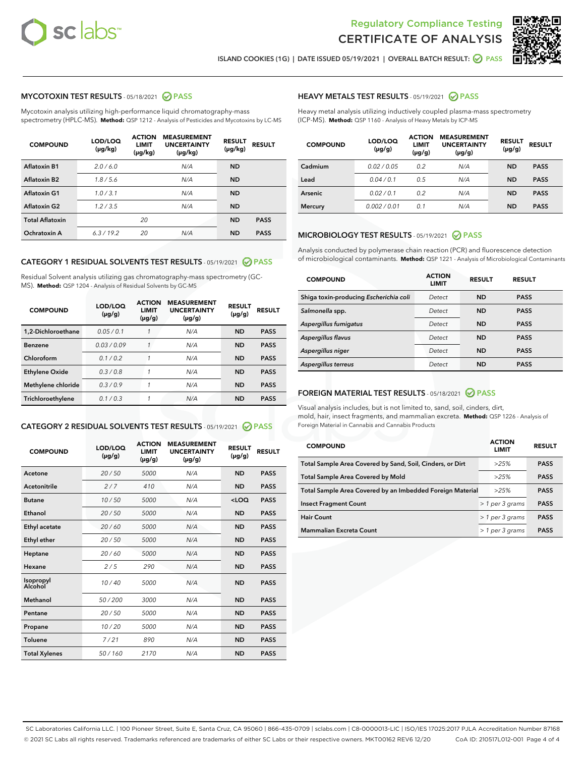Regulatory Compliance Testing
# CERTIFICATE OF ANALYSIS

ISLAND COOKIES (1G) | DATE ISSUED 05/19/2021 | OVERALL BATCH RESULT: PASS

## MYCOTOXIN TEST RESULTS - 05/18/2021 PASS

Mycotoxin analysis utilizing high-performance liquid chromatography-mass spectrometry (HPLC-MS). **Method:** QSP 1212 - Analysis of Pesticides and Mycotoxins by LC-MS

| COMPOUND | LOD/LOQ (µg/kg) | ACTION LIMIT (µg/kg) | MEASUREMENT UNCERTAINTY (µg/kg) | RESULT (µg/kg) | RESULT |
|---|---|---|---|---|---|
| Aflatoxin B1 | 2.0 / 6.0 | | N/A | ND | |
| Aflatoxin B2 | 1.8 / 5.6 | | N/A | ND | |
| Aflatoxin G1 | 1.0 / 3.1 | | N/A | ND | |
| Aflatoxin G2 | 1.2 / 3.5 | | N/A | ND | |
| Total Aflatoxin | | 20 | | ND | PASS |
| Ochratoxin A | 6.3 / 19.2 | 20 | N/A | ND | PASS |

## CATEGORY 1 RESIDUAL SOLVENTS TEST RESULTS - 05/19/2021 PASS

Residual Solvent analysis utilizing gas chromatography-mass spectrometry (GC-MS). **Method:** QSP 1204 - Analysis of Residual Solvents by GC-MS

| COMPOUND | LOD/LOQ (µg/g) | ACTION LIMIT (µg/g) | MEASUREMENT UNCERTAINTY (µg/g) | RESULT (µg/g) | RESULT |
|---|---|---|---|---|---|
| 1,2-Dichloroethane | 0.05 / 0.1 | 1 | N/A | ND | PASS |
| Benzene | 0.03 / 0.09 | 1 | N/A | ND | PASS |
| Chloroform | 0.1 / 0.2 | 1 | N/A | ND | PASS |
| Ethylene Oxide | 0.3 / 0.8 | 1 | N/A | ND | PASS |
| Methylene chloride | 0.3 / 0.9 | 1 | N/A | ND | PASS |
| Trichloroethylene | 0.1 / 0.3 | 1 | N/A | ND | PASS |

## CATEGORY 2 RESIDUAL SOLVENTS TEST RESULTS - 05/19/2021 PASS

| COMPOUND | LOD/LOQ (µg/g) | ACTION LIMIT (µg/g) | MEASUREMENT UNCERTAINTY (µg/g) | RESULT (µg/g) | RESULT |
|---|---|---|---|---|---|
| Acetone | 20 / 50 | 5000 | N/A | ND | PASS |
| Acetonitrile | 2 / 7 | 410 | N/A | ND | PASS |
| Butane | 10 / 50 | 5000 | N/A | <LOQ | PASS |
| Ethanol | 20 / 50 | 5000 | N/A | ND | PASS |
| Ethyl acetate | 20 / 60 | 5000 | N/A | ND | PASS |
| Ethyl ether | 20 / 50 | 5000 | N/A | ND | PASS |
| Heptane | 20 / 60 | 5000 | N/A | ND | PASS |
| Hexane | 2 / 5 | 290 | N/A | ND | PASS |
| Isopropyl Alcohol | 10 / 40 | 5000 | N/A | ND | PASS |
| Methanol | 50 / 200 | 3000 | N/A | ND | PASS |
| Pentane | 20 / 50 | 5000 | N/A | ND | PASS |
| Propane | 10 / 20 | 5000 | N/A | ND | PASS |
| Toluene | 7 / 21 | 890 | N/A | ND | PASS |
| Total Xylenes | 50 / 160 | 2170 | N/A | ND | PASS |

## HEAVY METALS TEST RESULTS - 05/19/2021 PASS

Heavy metal analysis utilizing inductively coupled plasma-mass spectrometry (ICP-MS). **Method:** QSP 1160 - Analysis of Heavy Metals by ICP-MS

| COMPOUND | LOD/LOQ (µg/g) | ACTION LIMIT (µg/g) | MEASUREMENT UNCERTAINTY (µg/g) | RESULT (µg/g) | RESULT |
|---|---|---|---|---|---|
| Cadmium | 0.02 / 0.05 | 0.2 | N/A | ND | PASS |
| Lead | 0.04 / 0.1 | 0.5 | N/A | ND | PASS |
| Arsenic | 0.02 / 0.1 | 0.2 | N/A | ND | PASS |
| Mercury | 0.002 / 0.01 | 0.1 | N/A | ND | PASS |

## MICROBIOLOGY TEST RESULTS - 05/19/2021 PASS

Analysis conducted by polymerase chain reaction (PCR) and fluorescence detection of microbiological contaminants. **Method:** QSP 1221 - Analysis of Microbiological Contaminants

| COMPOUND | ACTION LIMIT | RESULT | RESULT |
|---|---|---|---|
| Shiga toxin-producing *Escherichia coli* | Detect | ND | PASS |
| *Salmonella* spp. | Detect | ND | PASS |
| *Aspergillus fumigatus* | Detect | ND | PASS |
| *Aspergillus flavus* | Detect | ND | PASS |
| *Aspergillus niger* | Detect | ND | PASS |
| *Aspergillus terreus* | Detect | ND | PASS |

## FOREIGN MATERIAL TEST RESULTS - 05/18/2021 PASS

Visual analysis includes, but is not limited to, sand, soil, cinders, dirt, mold, hair, insect fragments, and mammalian excreta. **Method:** QSP 1226 - Analysis of Foreign Material in Cannabis and Cannabis Products

| COMPOUND | ACTION LIMIT | RESULT |
|---|---|---|
| Total Sample Area Covered by Sand, Soil, Cinders, or Dirt | >25% | PASS |
| Total Sample Area Covered by Mold | >25% | PASS |
| Total Sample Area Covered by an Imbedded Foreign Material | >25% | PASS |
| Insect Fragment Count | > 1 per 3 grams | PASS |
| Hair Count | > 1 per 3 grams | PASS |
| Mammalian Excreta Count | > 1 per 3 grams | PASS |

SC Laboratories California LLC. | 100 Pioneer Street, Suite E, Santa Cruz, CA 95060 | 866-435-0709 | sclabs.com | C8-0000013-LIC | ISO/IES 17025:2017 PJLA Accreditation Number 87168
© 2021 SC Labs all rights reserved. Trademarks referenced are trademarks of either SC Labs or their respective owners. MKT00162 REV6 12/20 CoA ID: 210517L012-001